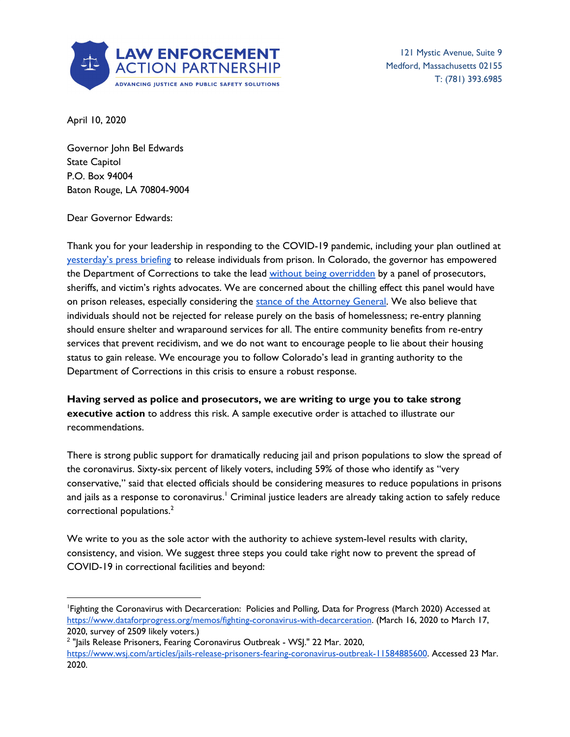**LAW ENFORCEMENT ACTION PARTNERSHIP**
ADVANCING JUSTICE AND PUBLIC SAFETY SOLUTIONS

121 Mystic Avenue, Suite 9
Medford, Massachusetts 02155
T: (781) 393.6985

April 10, 2020

Governor John Bel Edwards
State Capitol
P.O. Box 94004
Baton Rouge, LA 70804-9004

Dear Governor Edwards:

Thank you for your leadership in responding to the COVID-19 pandemic, including your plan outlined at yesterday's press briefing to release individuals from prison. In Colorado, the governor has empowered the Department of Corrections to take the lead without being overridden by a panel of prosecutors, sheriffs, and victim's rights advocates. We are concerned about the chilling effect this panel would have on prison releases, especially considering the stance of the Attorney General. We also believe that individuals should not be rejected for release purely on the basis of homelessness; re-entry planning should ensure shelter and wraparound services for all. The entire community benefits from re-entry services that prevent recidivism, and we do not want to encourage people to lie about their housing status to gain release. We encourage you to follow Colorado's lead in granting authority to the Department of Corrections in this crisis to ensure a robust response.

**Having served as police and prosecutors, we are writing to urge you to take strong executive action** to address this risk. A sample executive order is attached to illustrate our recommendations.

There is strong public support for dramatically reducing jail and prison populations to slow the spread of the coronavirus. Sixty-six percent of likely voters, including 59% of those who identify as "very conservative," said that elected officials should be considering measures to reduce populations in prisons and jails as a response to coronavirus.[1] Criminal justice leaders are already taking action to safely reduce correctional populations.[2]

We write to you as the sole actor with the authority to achieve system-level results with clarity, consistency, and vision. We suggest three steps you could take right now to prevent the spread of COVID-19 in correctional facilities and beyond:

---

[1] Fighting the Coronavirus with Decarceration: Policies and Polling, Data for Progress (March 2020) Accessed at https://www.dataforprogress.org/memos/fighting-coronavirus-with-decarceration. (March 16, 2020 to March 17, 2020, survey of 2509 likely voters.)

[2] "Jails Release Prisoners, Fearing Coronavirus Outbreak - WSJ." 22 Mar. 2020, https://www.wsj.com/articles/jails-release-prisoners-fearing-coronavirus-outbreak-11584885600. Accessed 23 Mar. 2020.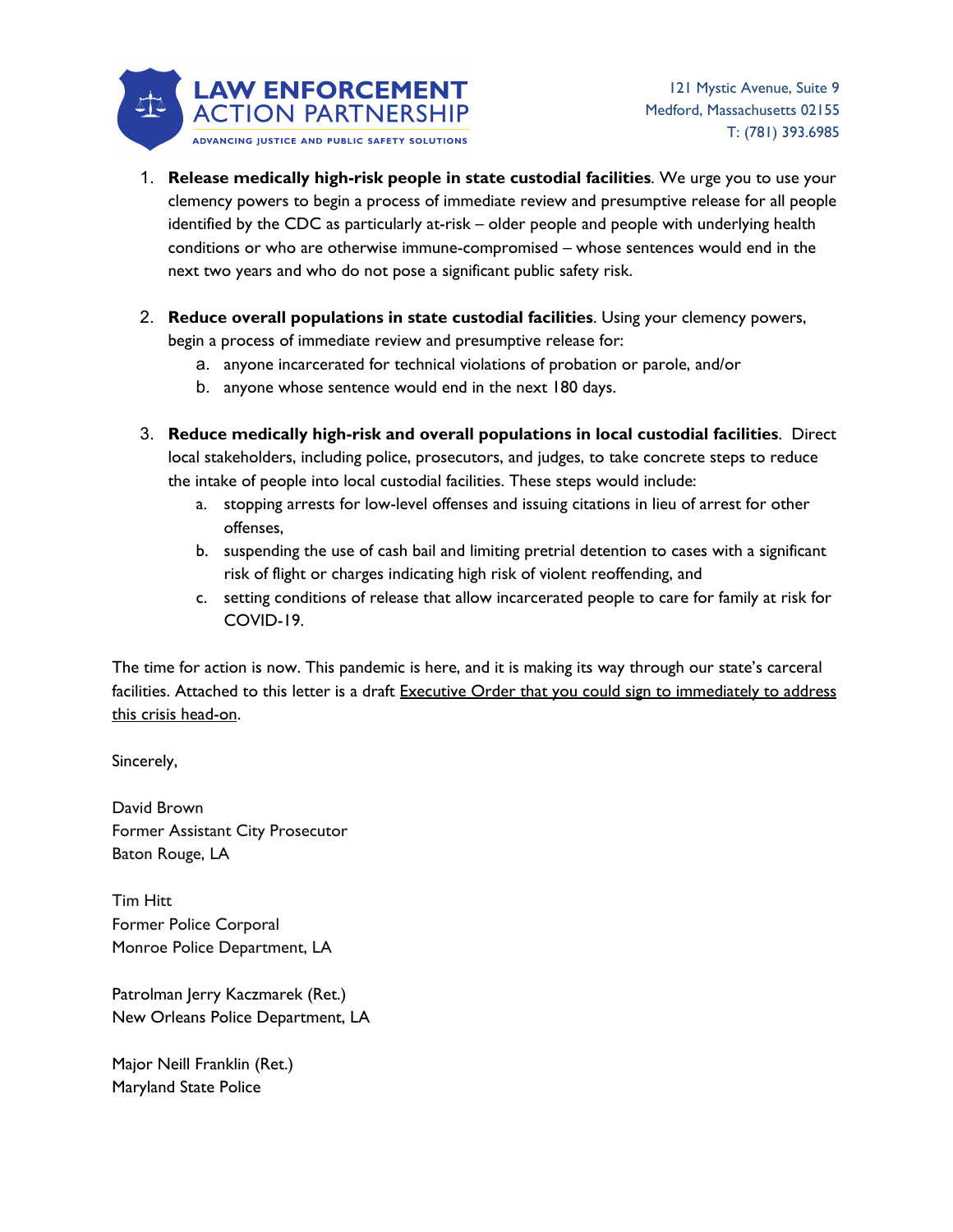1. **Release medically high-risk people in state custodial facilities**. We urge you to use your clemency powers to begin a process of immediate review and presumptive release for all people identified by the CDC as particularly at-risk – older people and people with underlying health conditions or who are otherwise immune-compromised – whose sentences would end in the next two years and who do not pose a significant public safety risk.

2. **Reduce overall populations in state custodial facilities**. Using your clemency powers, begin a process of immediate review and presumptive release for:
   a. anyone incarcerated for technical violations of probation or parole, and/or
   b. anyone whose sentence would end in the next 180 days.

3. **Reduce medically high-risk and overall populations in local custodial facilities**. Direct local stakeholders, including police, prosecutors, and judges, to take concrete steps to reduce the intake of people into local custodial facilities. These steps would include:
   a. stopping arrests for low-level offenses and issuing citations in lieu of arrest for other offenses,
   b. suspending the use of cash bail and limiting pretrial detention to cases with a significant risk of flight or charges indicating high risk of violent reoffending, and
   c. setting conditions of release that allow incarcerated people to care for family at risk for COVID-19.

The time for action is now. This pandemic is here, and it is making its way through our state's carceral facilities. Attached to this letter is a draft Executive Order that you could sign to immediately to address this crisis head-on.

Sincerely,

David Brown
Former Assistant City Prosecutor
Baton Rouge, LA

Tim Hitt
Former Police Corporal
Monroe Police Department, LA

Patrolman Jerry Kaczmarek (Ret.)
New Orleans Police Department, LA

Major Neill Franklin (Ret.)
Maryland State Police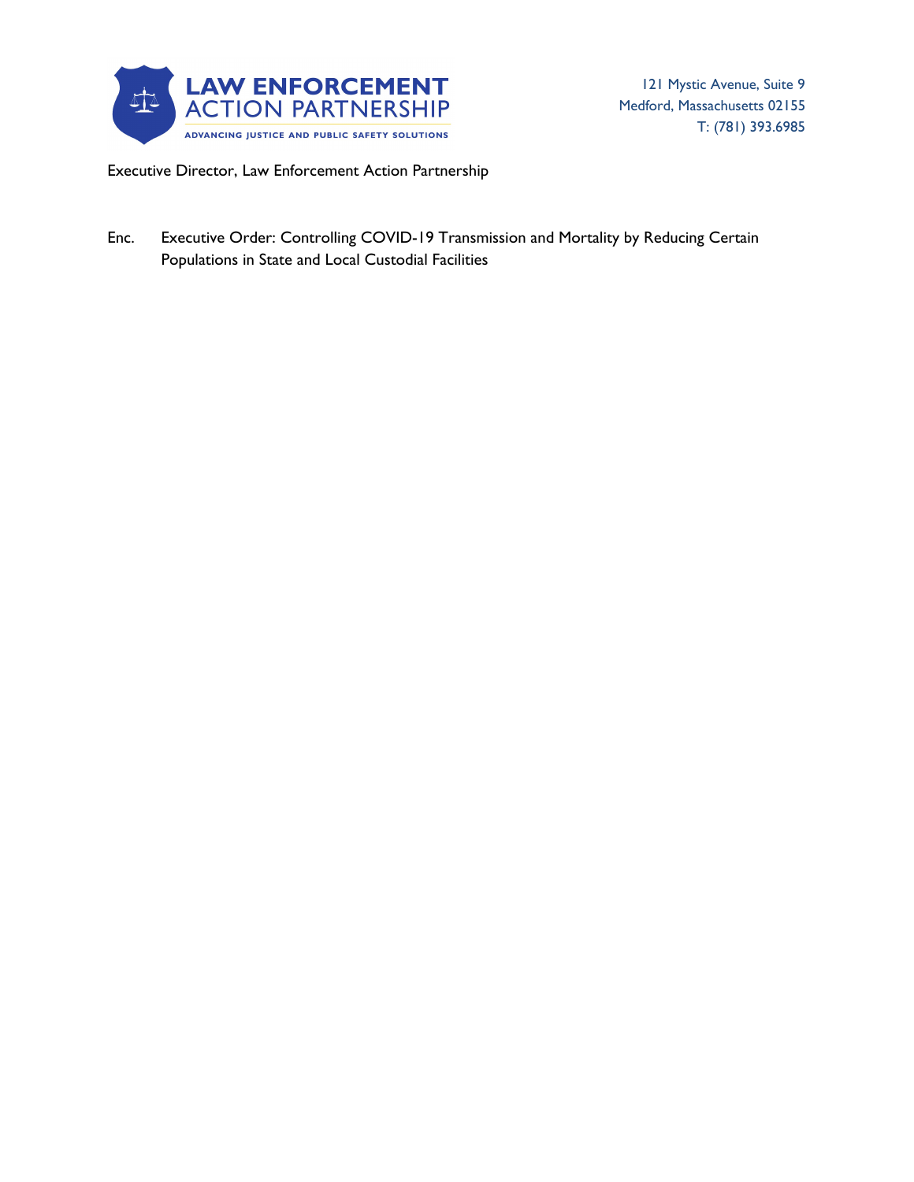LAW ENFORCEMENT ACTION PARTNERSHIP
ADVANCING JUSTICE AND PUBLIC SAFETY SOLUTIONS

121 Mystic Avenue, Suite 9
Medford, Massachusetts 02155
T: (781) 393.6985

Executive Director, Law Enforcement Action Partnership

Enc. Executive Order: Controlling COVID-19 Transmission and Mortality by Reducing Certain Populations in State and Local Custodial Facilities